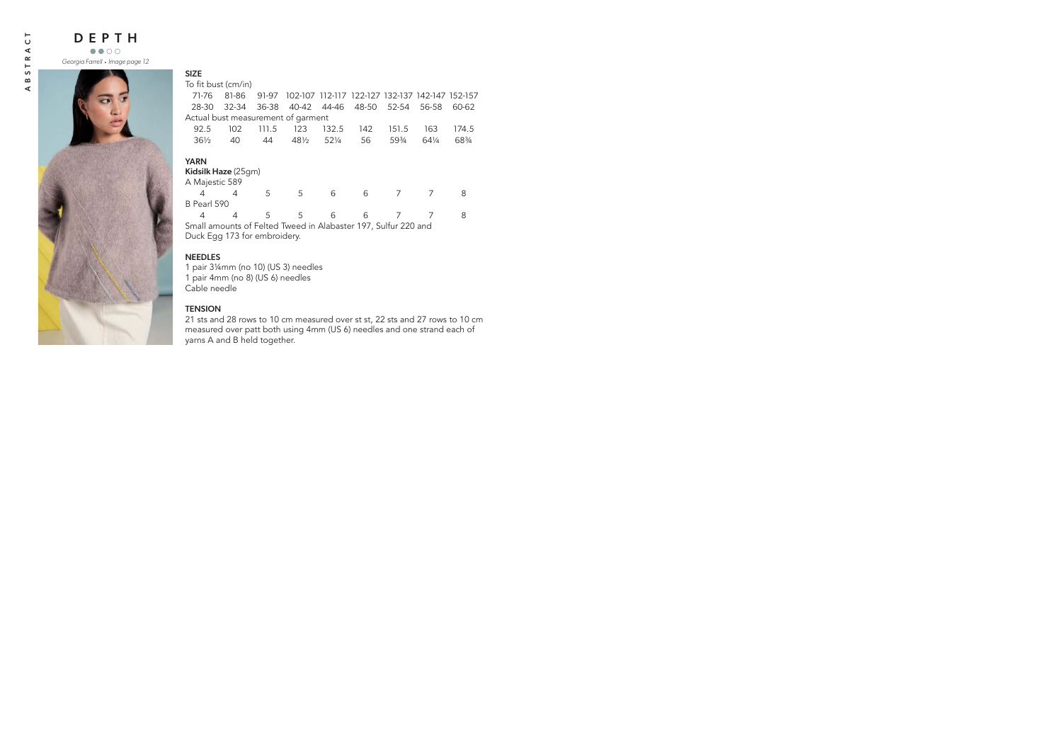# DEPTH

●●○○

*Georgia Farrell • Image page 12*

**SIZE**

To fit bust (cm/in)

| 71-76 | 81-86 | 91-97 | 102-107 | 112-117 | 122-127 | 132-137 | 142-147 | 152-157 |
|---|---|---|---|---|---|---|---|---|
| 28-30 | 32-34 | 36-38 | 40-42 | 44-46 | 48-50 | 52-54 | 56-58 | 60-62 |

Actual bust measurement of garment

| 92.5 | 102 | 111.5 | 123 | 132.5 | 142 | 151.5 | 163 | 174.5 |
|---|---|---|---|---|---|---|---|---|
| 36½ | 40 | 44 | 48½ | 52¼ | 56 | 59¾ | 64¼ | 68¾ |

**YARN**

**Kidsilk Haze** (25gm)

A Majestic 589

| 4 | 4 | 5 | 5 | 6 | 6 | 7 | 7 | 8 |
|---|---|---|---|---|---|---|---|---|

B Pearl 590

| 4 | 4 | 5 | 5 | 6 | 6 | 7 | 7 | 8 |
|---|---|---|---|---|---|---|---|---|

Small amounts of Felted Tweed in Alabaster 197, Sulfur 220 and Duck Egg 173 for embroidery.

**NEEDLES**

1 pair 3¼mm (no 10) (US 3) needles
1 pair 4mm (no 8) (US 6) needles
Cable needle

**TENSION**

21 sts and 28 rows to 10 cm measured over st st, 22 sts and 27 rows to 10 cm measured over patt both using 4mm (US 6) needles and one strand each of yarns A and B held together.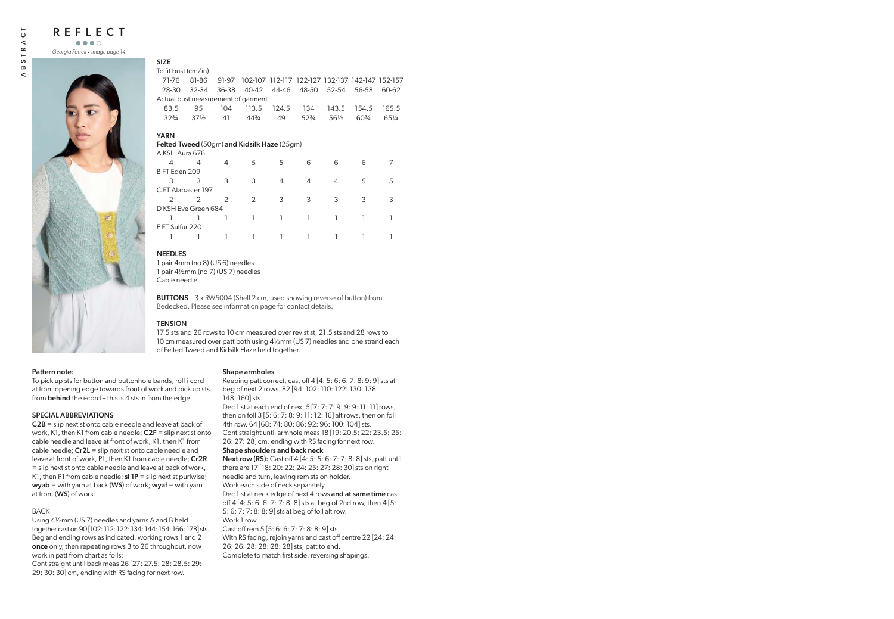# REFLECT

*Georgia Farrell • Image page 14*

## SIZE

To fit bust (cm/in)

| | | | | | | | | |
|---|---|---|---|---|---|---|---|---|
| 71-76 | 81-86 | 91-97 | 102-107 | 112-117 | 122-127 | 132-137 | 142-147 | 152-157 |
| 28-30 | 32-34 | 36-38 | 40-42 | 44-46 | 48-50 | 52-54 | 56-58 | 60-62 |

Actual bust measurement of garment

| | | | | | | | | |
|---|---|---|---|---|---|---|---|---|
| 83.5 | 95 | 104 | 113.5 | 124.5 | 134 | 143.5 | 154.5 | 165.5 |
| 32¾ | 37½ | 41 | 44¾ | 49 | 52¾ | 56½ | 60¾ | 65¼ |

## YARN

**Felted Tweed** (50gm) **and Kidsilk Haze** (25gm)

| | | | | | | | | |
|---|---|---|---|---|---|---|---|---|
| A KSH Aura 676 | | | | | | | | |
| 4 | 4 | 4 | 5 | 5 | 6 | 6 | 6 | 7 |
| B FT Eden 209 | | | | | | | | |
| 3 | 3 | 3 | 3 | 4 | 4 | 4 | 5 | 5 |
| C FT Alabaster 197 | | | | | | | | |
| 2 | 2 | 2 | 2 | 3 | 3 | 3 | 3 | 3 |
| D KSH Eve Green 684 | | | | | | | | |
| 1 | 1 | 1 | 1 | 1 | 1 | 1 | 1 | 1 |
| E FT Sulfur 220 | | | | | | | | |
| 1 | 1 | 1 | 1 | 1 | 1 | 1 | 1 | 1 |

## NEEDLES

1 pair 4mm (no 8) (US 6) needles
1 pair 4½mm (no 7) (US 7) needles
Cable needle

**BUTTONS** – 3 x RW5004 (Shell 2 cm, used showing reverse of button) from Bedecked. Please see information page for contact details.

## TENSION

17.5 sts and 26 rows to 10 cm measured over rev st st, 21.5 sts and 28 rows to 10 cm measured over patt both using 4½mm (US 7) needles and one strand each of Felted Tweed and Kidsilk Haze held together.

**Pattern note:**
To pick up sts for button and buttonhole bands, roll i-cord at front opening edge towards front of work and pick up sts from **behind** the i-cord – this is 4 sts in from the edge.

### SPECIAL ABBREVIATIONS

**C2B** = slip next st onto cable needle and leave at back of work, K1, then K1 from cable needle; **C2F** = slip next st onto cable needle and leave at front of work, K1, then K1 from cable needle; **Cr2L** = slip next st onto cable needle and leave at front of work, P1, then K1 from cable needle; **Cr2R** = slip next st onto cable needle and leave at back of work, K1, then P1 from cable needle; **sl 1P** = slip next st purlwise; **wyab** = with yarn at back (**WS**) of work; **wyaf** = with yarn at front (**WS**) of work.

### BACK

Using 4½mm (US 7) needles and yarns A and B held together cast on 90 [102: 112: 122: 134: 144: 154: 166: 178] sts.
Beg and ending rows as indicated, working rows 1 and 2 **once** only, then repeating rows 3 to 26 throughout, now work in patt from chart as folls:
Cont straight until back meas 26 [27: 27.5: 28: 28.5: 29: 29: 30: 30] cm, ending with RS facing for next row.

**Shape armholes**
Keeping patt correct, cast off 4 [4: 5: 6: 6: 7: 8: 9: 9] sts at beg of next 2 rows. 82 [94: 102: 110: 122: 130: 138: 148: 160] sts.
Dec 1 st at each end of next 5 [7: 7: 7: 9: 9: 9: 11: 11] rows, then on foll 3 [5: 6: 7: 8: 9: 11: 12: 16] alt rows, then on foll 4th row. 64 [68: 74: 80: 86: 92: 96: 100: 104] sts.
Cont straight until armhole meas 18 [19: 20.5: 22: 23.5: 25: 26: 27: 28] cm, ending with RS facing for next row.

**Shape shoulders and back neck**
**Next row (RS):** Cast off 4 [4: 5: 5: 6: 7: 7: 8: 8] sts, patt until there are 17 [18: 20: 22: 24: 25: 27: 28: 30] sts on right needle and turn, leaving rem sts on holder.
Work each side of neck separately.
Dec 1 st at neck edge of next 4 rows **and at same time** cast off 4 [4: 5: 6: 6: 7: 7: 8: 8] sts at beg of 2nd row, then 4 [5: 5: 6: 7: 7: 8: 8: 9] sts at beg of foll alt row.
Work 1 row.
Cast off rem 5 [5: 6: 6: 7: 7: 8: 8: 9] sts.
With RS facing, rejoin yarns and cast off centre 22 [24: 24: 26: 26: 28: 28: 28: 28] sts, patt to end.
Complete to match first side, reversing shapings.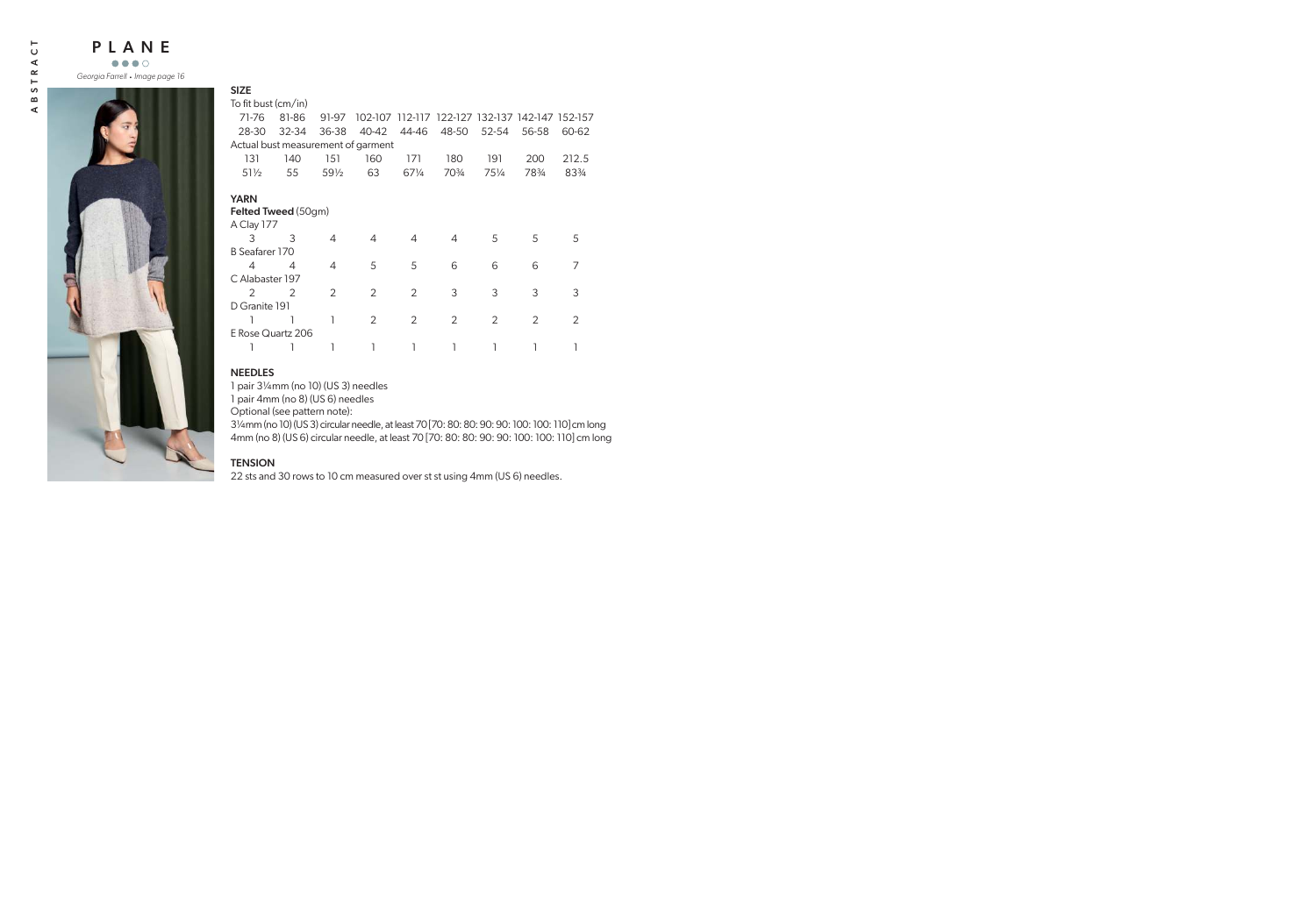# PLANE

*Georgia Farrell • Image page 16*

**SIZE**

To fit bust (cm/in)

| 71-76 | 81-86 | 91-97 | 102-107 | 112-117 | 122-127 | 132-137 | 142-147 | 152-157 |
|---|---|---|---|---|---|---|---|---|
| 28-30 | 32-34 | 36-38 | 40-42 | 44-46 | 48-50 | 52-54 | 56-58 | 60-62 |

Actual bust measurement of garment

| 131 | 140 | 151 | 160 | 171 | 180 | 191 | 200 | 212.5 |
|---|---|---|---|---|---|---|---|---|
| 51½ | 55 | 59½ | 63 | 67¼ | 70¾ | 75¼ | 78¾ | 83¾ |

**YARN**

**Felted Tweed** (50gm)

| | | | | | | | | |
|---|---|---|---|---|---|---|---|---|
| A Clay 177 | | | | | | | | |
| 3 | 3 | 4 | 4 | 4 | 4 | 5 | 5 | 5 |
| B Seafarer 170 | | | | | | | | |
| 4 | 4 | 4 | 5 | 5 | 6 | 6 | 6 | 7 |
| C Alabaster 197 | | | | | | | | |
| 2 | 2 | 2 | 2 | 2 | 3 | 3 | 3 | 3 |
| D Granite 191 | | | | | | | | |
| 1 | 1 | 1 | 2 | 2 | 2 | 2 | 2 | 2 |
| E Rose Quartz 206 | | | | | | | | |
| 1 | 1 | 1 | 1 | 1 | 1 | 1 | 1 | 1 |

**NEEDLES**

1 pair 3¼mm (no 10) (US 3) needles
1 pair 4mm (no 8) (US 6) needles
Optional (see pattern note):
3¼mm (no 10) (US 3) circular needle, at least 70 [70: 80: 80: 90: 90: 100: 100: 110] cm long
4mm (no 8) (US 6) circular needle, at least 70 [70: 80: 80: 90: 90: 100: 100: 110] cm long

**TENSION**

22 sts and 30 rows to 10 cm measured over st st using 4mm (US 6) needles.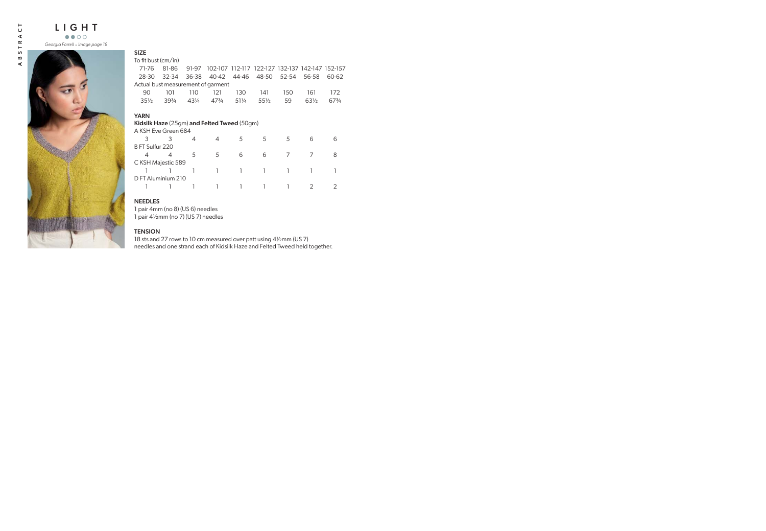# LIGHT

●●○○

*Georgia Farrell • Image page 18*

**SIZE**

To fit bust (cm/in)

| 71-76 | 81-86 | 91-97 | 102-107 | 112-117 | 122-127 | 132-137 | 142-147 | 152-157 |
|---|---|---|---|---|---|---|---|---|
| 28-30 | 32-34 | 36-38 | 40-42 | 44-46 | 48-50 | 52-54 | 56-58 | 60-62 |

Actual bust measurement of garment

| 90 | 101 | 110 | 121 | 130 | 141 | 150 | 161 | 172 |
|---|---|---|---|---|---|---|---|---|
| 35½ | 39¾ | 43¼ | 47¾ | 51¼ | 55½ | 59 | 63½ | 67¾ |

**YARN**

**Kidsilk Haze** (25gm) **and Felted Tweed** (50gm)

A KSH Eve Green 684

| 3 | 3 | 4 | 4 | 5 | 5 | 5 | 6 | 6 |
|---|---|---|---|---|---|---|---|---|

B FT Sulfur 220

| 4 | 4 | 5 | 5 | 6 | 6 | 7 | 7 | 8 |
|---|---|---|---|---|---|---|---|---|

C KSH Majestic 589

| 1 | 1 | 1 | 1 | 1 | 1 | 1 | 1 | 1 |
|---|---|---|---|---|---|---|---|---|

D FT Aluminium 210

| 1 | 1 | 1 | 1 | 1 | 1 | 1 | 2 | 2 |
|---|---|---|---|---|---|---|---|---|

**NEEDLES**

1 pair 4mm (no 8) (US 6) needles
1 pair 4½mm (no 7) (US 7) needles

**TENSION**

18 sts and 27 rows to 10 cm measured over patt using 4½mm (US 7) needles and one strand each of Kidsilk Haze and Felted Tweed held together.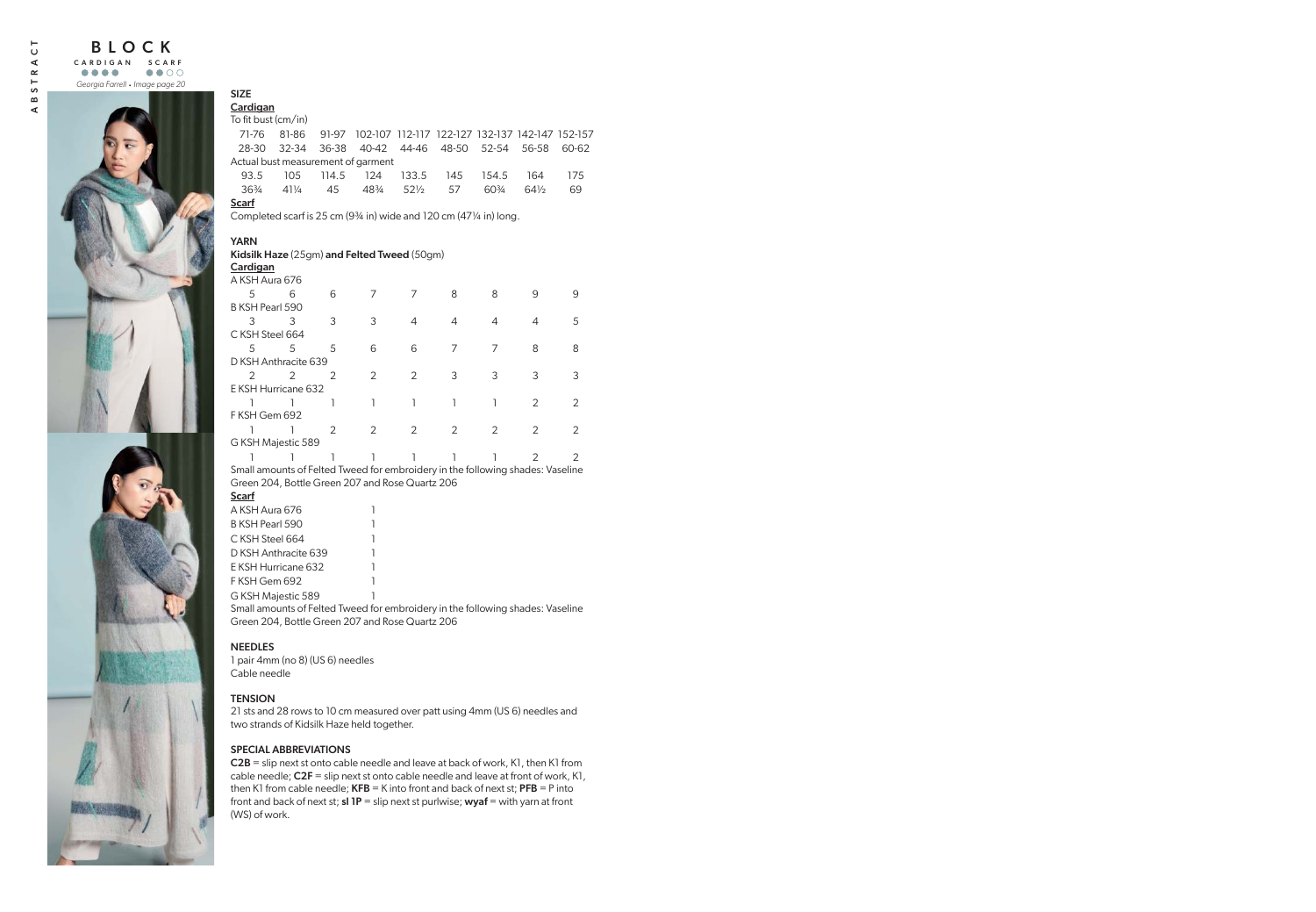# BLOCK

CARDIGAN ●●●● SCARF ●●○○

*Georgia Farrell • Image page 20*

## SIZE

**Cardigan**

To fit bust (cm/in)

| 71-76 | 81-86 | 91-97 | 102-107 | 112-117 | 122-127 | 132-137 | 142-147 | 152-157 |
|---|---|---|---|---|---|---|---|---|
| 28-30 | 32-34 | 36-38 | 40-42 | 44-46 | 48-50 | 52-54 | 56-58 | 60-62 |

Actual bust measurement of garment

| 93.5 | 105 | 114.5 | 124 | 133.5 | 145 | 154.5 | 164 | 175 |
|---|---|---|---|---|---|---|---|---|
| 36¾ | 41¼ | 45 | 48¾ | 52½ | 57 | 60¾ | 64½ | 69 |

**Scarf**

Completed scarf is 25 cm (9¾ in) wide and 120 cm (47¼ in) long.

## YARN

**Kidsilk Haze** (25gm) **and Felted Tweed** (50gm)

**Cardigan**

| Colour | | | | | | | | | |
|---|---|---|---|---|---|---|---|---|---|
| A KSH Aura 676 | 5 | 6 | 6 | 7 | 7 | 8 | 8 | 9 | 9 |
| B KSH Pearl 590 | 3 | 3 | 3 | 3 | 4 | 4 | 4 | 4 | 5 |
| C KSH Steel 664 | 5 | 5 | 5 | 6 | 6 | 7 | 7 | 8 | 8 |
| D KSH Anthracite 639 | 2 | 2 | 2 | 2 | 2 | 3 | 3 | 3 | 3 |
| E KSH Hurricane 632 | 1 | 1 | 1 | 1 | 1 | 1 | 1 | 2 | 2 |
| F KSH Gem 692 | 1 | 1 | 2 | 2 | 2 | 2 | 2 | 2 | 2 |
| G KSH Majestic 589 | 1 | 1 | 1 | 1 | 1 | 1 | 1 | 2 | 2 |

Small amounts of Felted Tweed for embroidery in the following shades: Vaseline Green 204, Bottle Green 207 and Rose Quartz 206

**Scarf**

| Colour | |
|---|---|
| A KSH Aura 676 | 1 |
| B KSH Pearl 590 | 1 |
| C KSH Steel 664 | 1 |
| D KSH Anthracite 639 | 1 |
| E KSH Hurricane 632 | 1 |
| F KSH Gem 692 | 1 |
| G KSH Majestic 589 | 1 |

Small amounts of Felted Tweed for embroidery in the following shades: Vaseline Green 204, Bottle Green 207 and Rose Quartz 206

## NEEDLES

1 pair 4mm (no 8) (US 6) needles

Cable needle

## TENSION

21 sts and 28 rows to 10 cm measured over patt using 4mm (US 6) needles and two strands of Kidsilk Haze held together.

## SPECIAL ABBREVIATIONS

**C2B** = slip next st onto cable needle and leave at back of work, K1, then K1 from cable needle; **C2F** = slip next st onto cable needle and leave at front of work, K1, then K1 from cable needle; **KFB** = K into front and back of next st; **PFB** = P into front and back of next st; **sl 1P** = slip next st purlwise; **wyaf** = with yarn at front (WS) of work.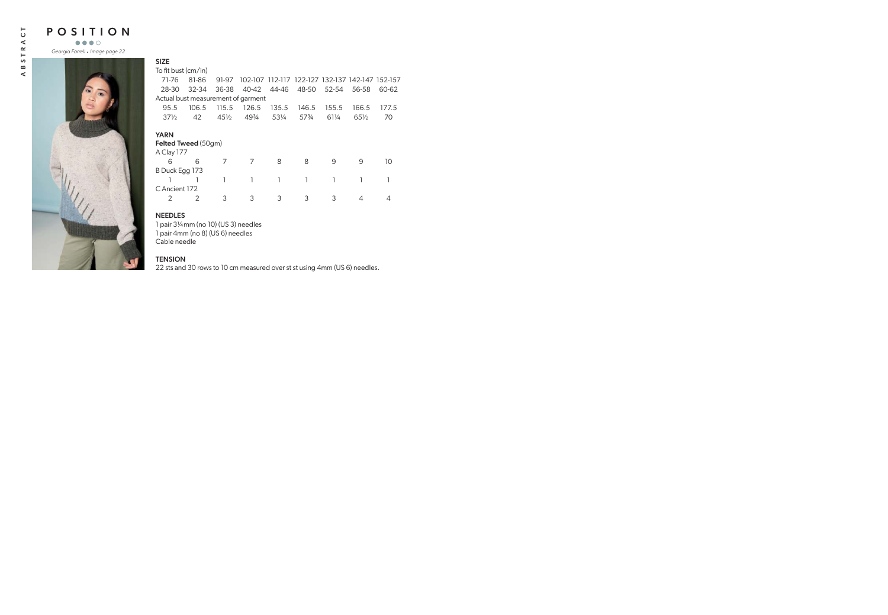# POSITION

*Georgia Farrell • Image page 22*

**SIZE**

To fit bust (cm/in)

| 71-76 | 81-86 | 91-97 | 102-107 | 112-117 | 122-127 | 132-137 | 142-147 | 152-157 |
|---|---|---|---|---|---|---|---|---|
| 28-30 | 32-34 | 36-38 | 40-42 | 44-46 | 48-50 | 52-54 | 56-58 | 60-62 |

Actual bust measurement of garment

| 95.5 | 106.5 | 115.5 | 126.5 | 135.5 | 146.5 | 155.5 | 166.5 | 177.5 |
|---|---|---|---|---|---|---|---|---|
| 37½ | 42 | 45½ | 49¾ | 53¼ | 57¾ | 61¼ | 65½ | 70 |

**YARN**

**Felted Tweed** (50gm)

A Clay 177

| 6 | 6 | 7 | 7 | 8 | 8 | 9 | 9 | 10 |
|---|---|---|---|---|---|---|---|---|

B Duck Egg 173

| 1 | 1 | 1 | 1 | 1 | 1 | 1 | 1 | 1 |
|---|---|---|---|---|---|---|---|---|

C Ancient 172

| 2 | 2 | 3 | 3 | 3 | 3 | 3 | 4 | 4 |
|---|---|---|---|---|---|---|---|---|

**NEEDLES**

1 pair 3¼mm (no 10) (US 3) needles
1 pair 4mm (no 8) (US 6) needles
Cable needle

**TENSION**

22 sts and 30 rows to 10 cm measured over st st using 4mm (US 6) needles.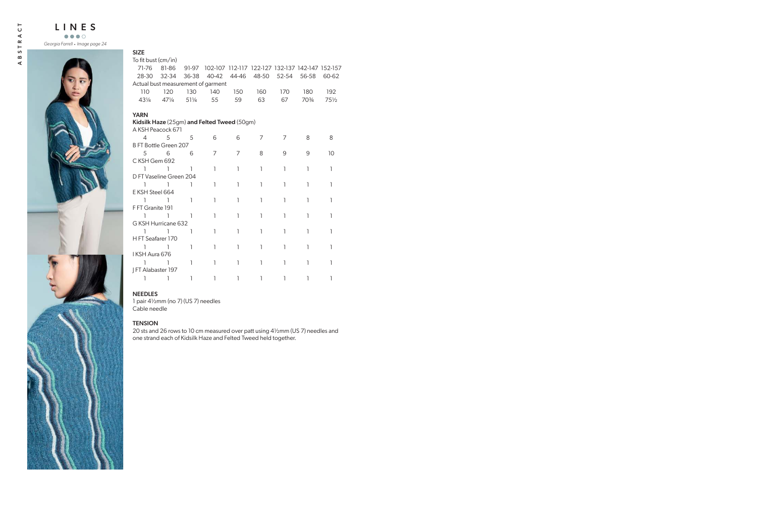# LINES

●●●○

*Georgia Farrell • Image page 24*

### SIZE

To fit bust (cm/in)

| 71-76 | 81-86 | 91-97 | 102-107 | 112-117 | 122-127 | 132-137 | 142-147 | 152-157 |
|---|---|---|---|---|---|---|---|---|
| 28-30 | 32-34 | 36-38 | 40-42 | 44-46 | 48-50 | 52-54 | 56-58 | 60-62 |

Actual bust measurement of garment

| 110 | 120 | 130 | 140 | 150 | 160 | 170 | 180 | 192 |
|---|---|---|---|---|---|---|---|---|
| 43¼ | 47¼ | 51¼ | 55 | 59 | 63 | 67 | 70¾ | 75½ |

### YARN

**Kidsilk Haze** (25gm) **and Felted Tweed** (50gm)

| Shade | | | | | | | | | |
|---|---|---|---|---|---|---|---|---|---|
| A KSH Peacock 671 | 4 | 5 | 5 | 6 | 6 | 7 | 7 | 8 | 8 |
| B FT Bottle Green 207 | 5 | 6 | 6 | 7 | 7 | 8 | 9 | 9 | 10 |
| C KSH Gem 692 | 1 | 1 | 1 | 1 | 1 | 1 | 1 | 1 | 1 |
| D FT Vaseline Green 204 | 1 | 1 | 1 | 1 | 1 | 1 | 1 | 1 | 1 |
| E KSH Steel 664 | 1 | 1 | 1 | 1 | 1 | 1 | 1 | 1 | 1 |
| F FT Granite 191 | 1 | 1 | 1 | 1 | 1 | 1 | 1 | 1 | 1 |
| G KSH Hurricane 632 | 1 | 1 | 1 | 1 | 1 | 1 | 1 | 1 | 1 |
| H FT Seafarer 170 | 1 | 1 | 1 | 1 | 1 | 1 | 1 | 1 | 1 |
| I KSH Aura 676 | 1 | 1 | 1 | 1 | 1 | 1 | 1 | 1 | 1 |
| J FT Alabaster 197 | 1 | 1 | 1 | 1 | 1 | 1 | 1 | 1 | 1 |

### NEEDLES

1 pair 4½mm (no 7) (US 7) needles
Cable needle

### TENSION

20 sts and 26 rows to 10 cm measured over patt using 4½mm (US 7) needles and one strand each of Kidsilk Haze and Felted Tweed held together.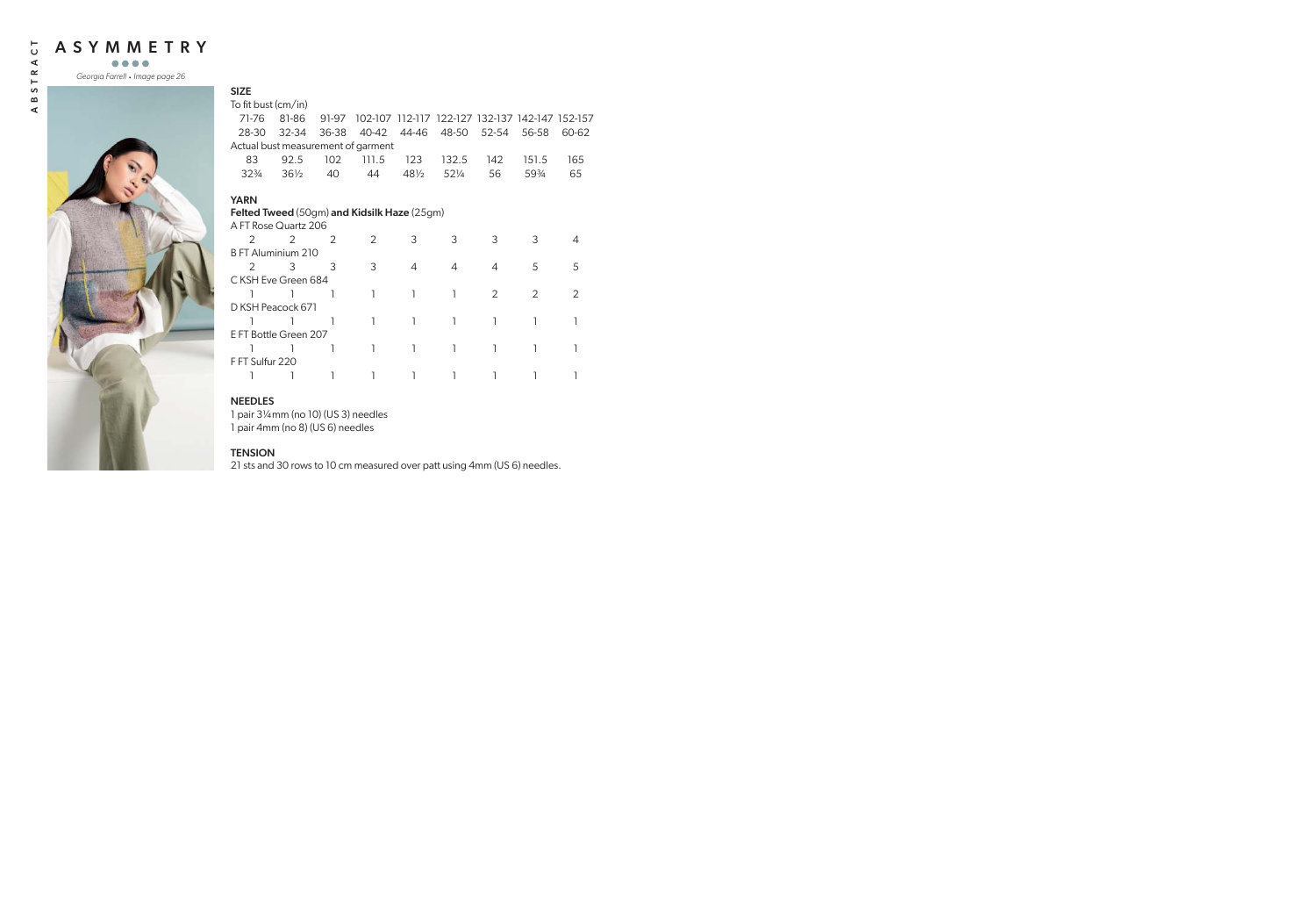# ASYMMETRY

*Georgia Farrell • Image page 26*

### SIZE

To fit bust (cm/in)

| 71-76 | 81-86 | 91-97 | 102-107 | 112-117 | 122-127 | 132-137 | 142-147 | 152-157 |
|---|---|---|---|---|---|---|---|---|
| 28-30 | 32-34 | 36-38 | 40-42 | 44-46 | 48-50 | 52-54 | 56-58 | 60-62 |

Actual bust measurement of garment

| 83 | 92.5 | 102 | 111.5 | 123 | 132.5 | 142 | 151.5 | 165 |
|---|---|---|---|---|---|---|---|---|
| 32¾ | 36½ | 40 | 44 | 48½ | 52¼ | 56 | 59¾ | 65 |

### YARN

**Felted Tweed** (50gm) **and Kidsilk Haze** (25gm)

| | | | | | | | | |
|---|---|---|---|---|---|---|---|---|
| A FT Rose Quartz 206 | | | | | | | | |
| 2 | 2 | 2 | 2 | 3 | 3 | 3 | 3 | 4 |
| B FT Aluminium 210 | | | | | | | | |
| 2 | 3 | 3 | 3 | 4 | 4 | 4 | 5 | 5 |
| C KSH Eve Green 684 | | | | | | | | |
| 1 | 1 | 1 | 1 | 1 | 1 | 2 | 2 | 2 |
| D KSH Peacock 671 | | | | | | | | |
| 1 | 1 | 1 | 1 | 1 | 1 | 1 | 1 | 1 |
| E FT Bottle Green 207 | | | | | | | | |
| 1 | 1 | 1 | 1 | 1 | 1 | 1 | 1 | 1 |
| F FT Sulfur 220 | | | | | | | | |
| 1 | 1 | 1 | 1 | 1 | 1 | 1 | 1 | 1 |

### NEEDLES

1 pair 3¼mm (no 10) (US 3) needles
1 pair 4mm (no 8) (US 6) needles

### TENSION

21 sts and 30 rows to 10 cm measured over patt using 4mm (US 6) needles.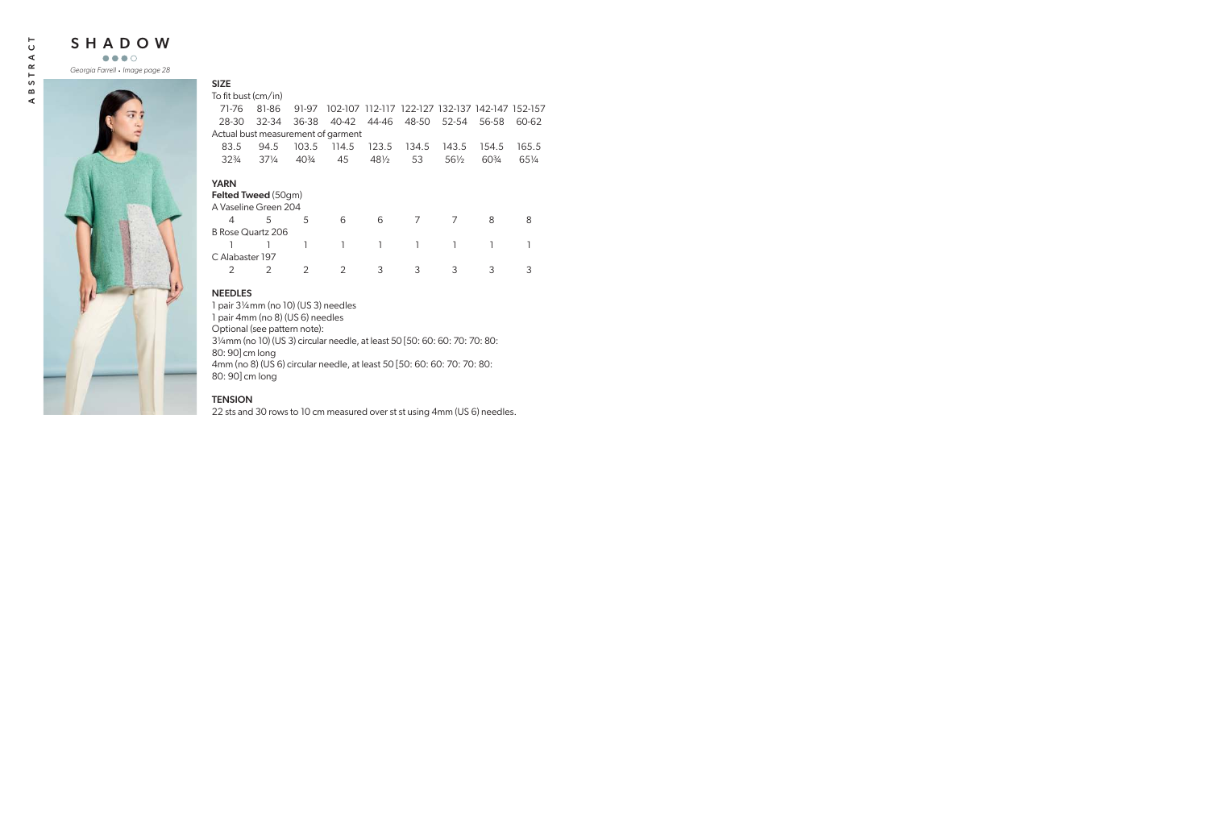# SHADOW

●●●○

*Georgia Farrell • Image page 28*

## SIZE

To fit bust (cm/in)

| 71-76 | 81-86 | 91-97 | 102-107 | 112-117 | 122-127 | 132-137 | 142-147 | 152-157 |
|---|---|---|---|---|---|---|---|---|
| 28-30 | 32-34 | 36-38 | 40-42 | 44-46 | 48-50 | 52-54 | 56-58 | 60-62 |

Actual bust measurement of garment

| 83.5 | 94.5 | 103.5 | 114.5 | 123.5 | 134.5 | 143.5 | 154.5 | 165.5 |
|---|---|---|---|---|---|---|---|---|
| 32¾ | 37¼ | 40¾ | 45 | 48½ | 53 | 56½ | 60¾ | 65¼ |

## YARN

**Felted Tweed** (50gm)

A Vaseline Green 204

| 4 | 5 | 5 | 6 | 6 | 7 | 7 | 8 | 8 |
|---|---|---|---|---|---|---|---|---|

B Rose Quartz 206

| 1 | 1 | 1 | 1 | 1 | 1 | 1 | 1 | 1 |
|---|---|---|---|---|---|---|---|---|

C Alabaster 197

| 2 | 2 | 2 | 2 | 3 | 3 | 3 | 3 | 3 |
|---|---|---|---|---|---|---|---|---|

## NEEDLES

1 pair 3¼mm (no 10) (US 3) needles
1 pair 4mm (no 8) (US 6) needles
Optional (see pattern note):
3¼mm (no 10) (US 3) circular needle, at least 50 [50: 60: 60: 70: 70: 80: 80: 90] cm long
4mm (no 8) (US 6) circular needle, at least 50 [50: 60: 60: 70: 70: 80: 80: 90] cm long

## TENSION

22 sts and 30 rows to 10 cm measured over st st using 4mm (US 6) needles.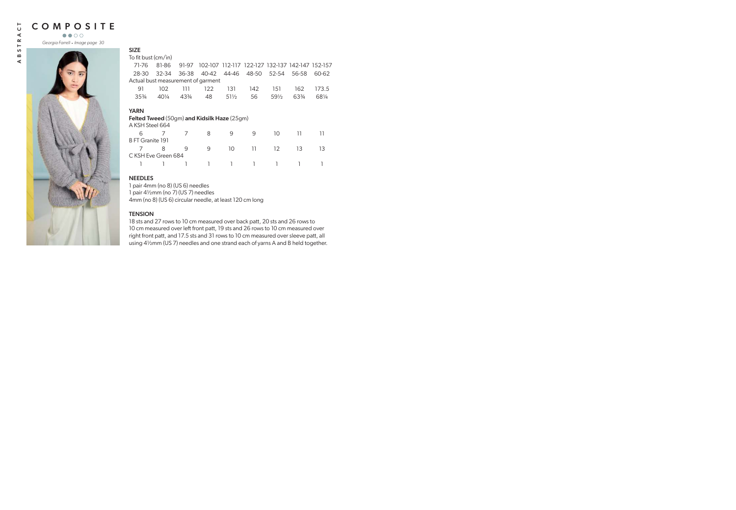# COMPOSITE

*Georgia Farrell • Image page 30*

### SIZE

To fit bust (cm/in)

| | | | | | | | | |
|---|---|---|---|---|---|---|---|---|
| 71-76 | 81-86 | 91-97 | 102-107 | 112-117 | 122-127 | 132-137 | 142-147 | 152-157 |
| 28-30 | 32-34 | 36-38 | 40-42 | 44-46 | 48-50 | 52-54 | 56-58 | 60-62 |

Actual bust measurement of garment

| | | | | | | | | |
|---|---|---|---|---|---|---|---|---|
| 91 | 102 | 111 | 122 | 131 | 142 | 151 | 162 | 173.5 |
| 35¾ | 40¼ | 43¾ | 48 | 51½ | 56 | 59½ | 63¾ | 68¼ |

### YARN

**Felted Tweed** (50gm) **and Kidsilk Haze** (25gm)

A KSH Steel 664

| | | | | | | | | |
|---|---|---|---|---|---|---|---|---|
| 6 | 7 | 7 | 8 | 9 | 9 | 10 | 11 | 11 |

B FT Granite 191

| | | | | | | | | |
|---|---|---|---|---|---|---|---|---|
| 7 | 8 | 9 | 9 | 10 | 11 | 12 | 13 | 13 |

C KSH Eve Green 684

| | | | | | | | | |
|---|---|---|---|---|---|---|---|---|
| 1 | 1 | 1 | 1 | 1 | 1 | 1 | 1 | 1 |

### NEEDLES

1 pair 4mm (no 8) (US 6) needles
1 pair 4½mm (no 7) (US 7) needles
4mm (no 8) (US 6) circular needle, at least 120 cm long

### TENSION

18 sts and 27 rows to 10 cm measured over back patt, 20 sts and 26 rows to 10 cm measured over left front patt, 19 sts and 26 rows to 10 cm measured over right front patt, and 17.5 sts and 31 rows to 10 cm measured over sleeve patt, all using 4½mm (US 7) needles and one strand each of yarns A and B held together.